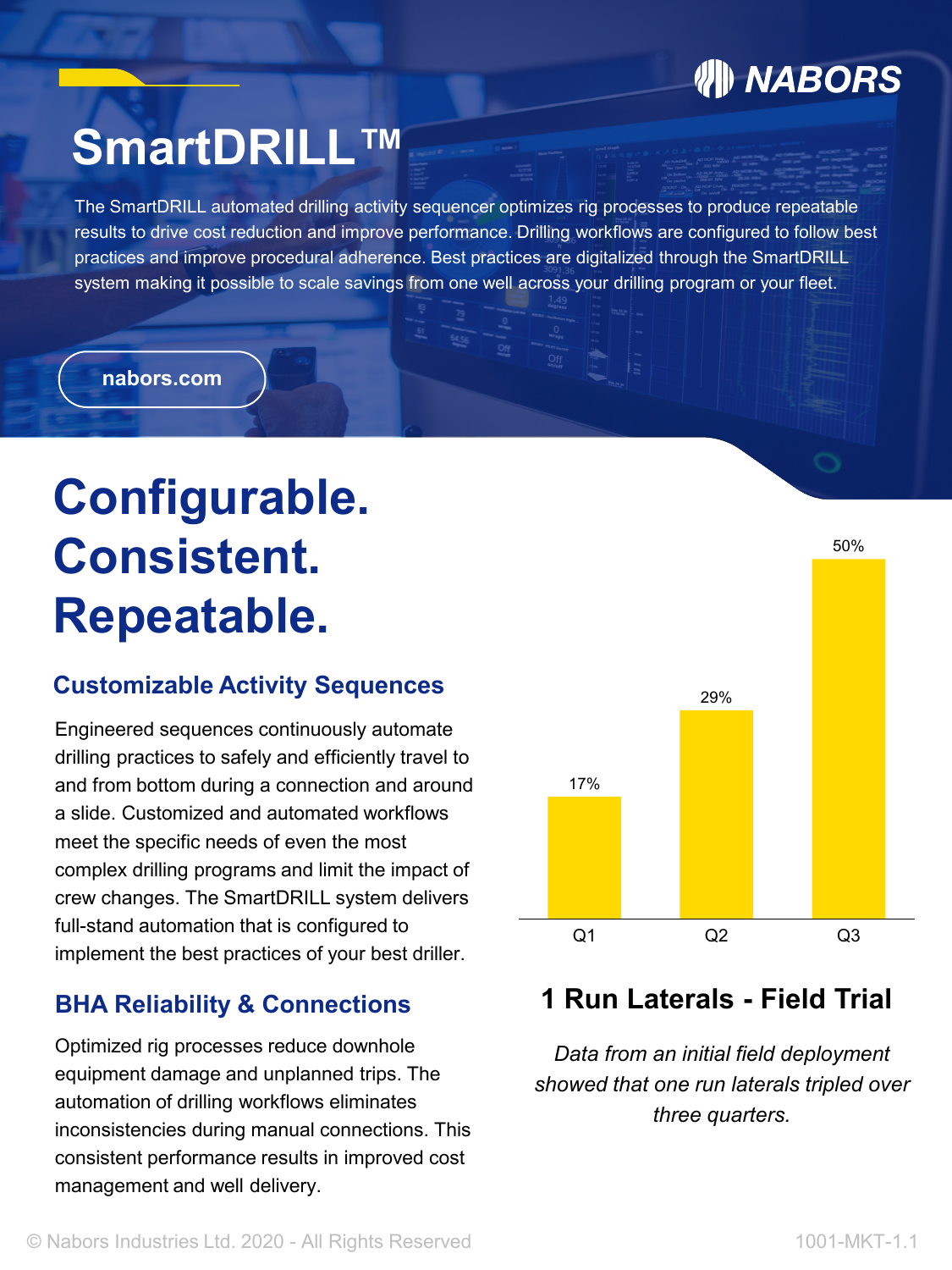# SmartDRILL™

The SmartDRILL automated drilling activity sequencer optimizes rig processes to produce repeatable results to drive cost reduction and improve performance. Drilling workflows are configured to follow best practices and improve procedural adherence. Best practices are digitalized through the SmartDRILL system making it possible to scale savings from one well across your drilling program or your fleet.

nabors.com

# Configurable. Consistent. Repeatable.

## Customizable Activity Sequences

Engineered sequences continuously automate drilling practices to safely and efficiently travel to and from bottom during a connection and around a slide. Customized and automated workflows meet the specific needs of even the most complex drilling programs and limit the impact of crew changes. The SmartDRILL system delivers full-stand automation that is configured to implement the best practices of your best driller.

## BHA Reliability & Connections

Optimized rig processes reduce downhole equipment damage and unplanned trips. The automation of drilling workflows eliminates inconsistencies during manual connections. This consistent performance results in improved cost management and well delivery.

| Quarter | 1 Run Laterals |
| --- | --- |
| Q1 | 17% |
| Q2 | 29% |
| Q3 | 50% |

### 1 Run Laterals - Field Trial

*Data from an initial field deployment showed that one run laterals tripled over three quarters.*

© Nabors Industries Ltd. 2020 - All Rights Reserved

1001-MKT-1.1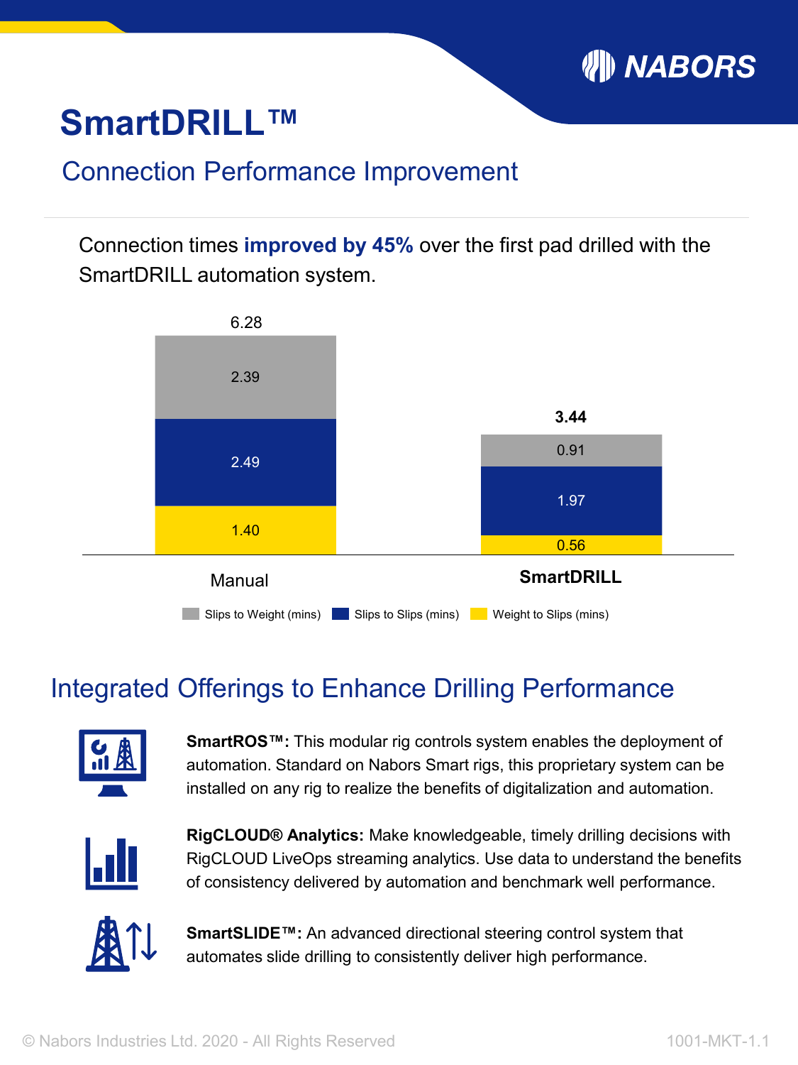# SmartDRILL™

## Connection Performance Improvement

Connection times **improved by 45%** over the first pad drilled with the SmartDRILL automation system.

6.28

2.39

2.49

1.40

3.44

0.91

1.97

0.56

Manual

SmartDRILL

Slips to Weight (mins)
Slips to Slips (mins)
Weight to Slips (mins)

## Integrated Offerings to Enhance Drilling Performance

**SmartROS™:** This modular rig controls system enables the deployment of automation. Standard on Nabors Smart rigs, this proprietary system can be installed on any rig to realize the benefits of digitalization and automation.

**RigCLOUD® Analytics:** Make knowledgeable, timely drilling decisions with RigCLOUD LiveOps streaming analytics. Use data to understand the benefits of consistency delivered by automation and benchmark well performance.

**SmartSLIDE™:** An advanced directional steering control system that automates slide drilling to consistently deliver high performance.

© Nabors Industries Ltd. 2020 - All Rights Reserved

1001-MKT-1.1